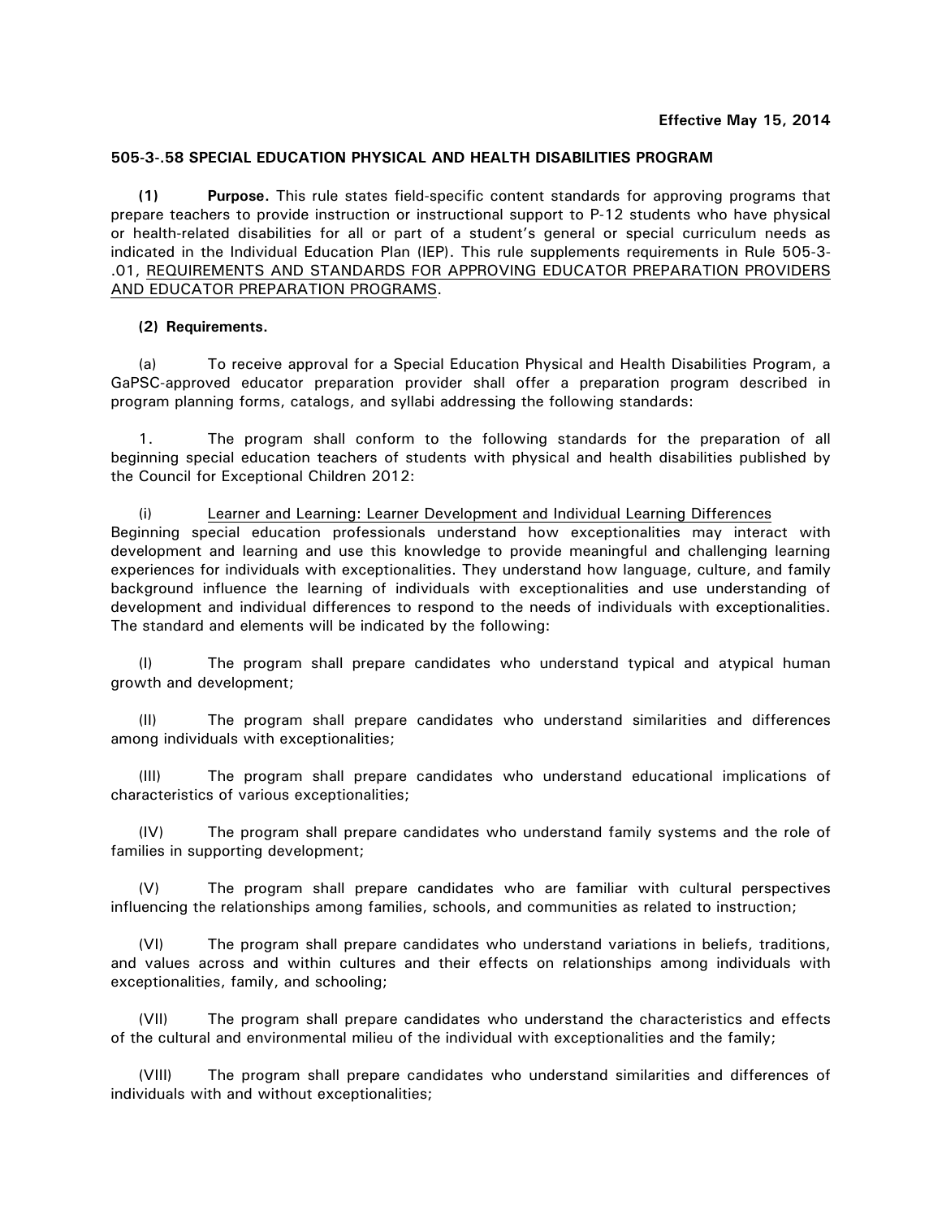**Effective May 15, 2014**

## 505-3-.58 SPECIAL EDUCATION PHYSICAL AND HEALTH DISABILITIES PROGRAM

**(1) Purpose.** This rule states field-specific content standards for approving programs that prepare teachers to provide instruction or instructional support to P-12 students who have physical or health-related disabilities for all or part of a student's general or special curriculum needs as indicated in the Individual Education Plan (IEP). This rule supplements requirements in Rule 505-3-.01, REQUIREMENTS AND STANDARDS FOR APPROVING EDUCATOR PREPARATION PROVIDERS AND EDUCATOR PREPARATION PROGRAMS.

**(2) Requirements.**

(a) To receive approval for a Special Education Physical and Health Disabilities Program, a GaPSC-approved educator preparation provider shall offer a preparation program described in program planning forms, catalogs, and syllabi addressing the following standards:

1. The program shall conform to the following standards for the preparation of all beginning special education teachers of students with physical and health disabilities published by the Council for Exceptional Children 2012:

(i) Learner and Learning: Learner Development and Individual Learning Differences
Beginning special education professionals understand how exceptionalities may interact with development and learning and use this knowledge to provide meaningful and challenging learning experiences for individuals with exceptionalities. They understand how language, culture, and family background influence the learning of individuals with exceptionalities and use understanding of development and individual differences to respond to the needs of individuals with exceptionalities. The standard and elements will be indicated by the following:

(I) The program shall prepare candidates who understand typical and atypical human growth and development;

(II) The program shall prepare candidates who understand similarities and differences among individuals with exceptionalities;

(III) The program shall prepare candidates who understand educational implications of characteristics of various exceptionalities;

(IV) The program shall prepare candidates who understand family systems and the role of families in supporting development;

(V) The program shall prepare candidates who are familiar with cultural perspectives influencing the relationships among families, schools, and communities as related to instruction;

(VI) The program shall prepare candidates who understand variations in beliefs, traditions, and values across and within cultures and their effects on relationships among individuals with exceptionalities, family, and schooling;

(VII) The program shall prepare candidates who understand the characteristics and effects of the cultural and environmental milieu of the individual with exceptionalities and the family;

(VIII) The program shall prepare candidates who understand similarities and differences of individuals with and without exceptionalities;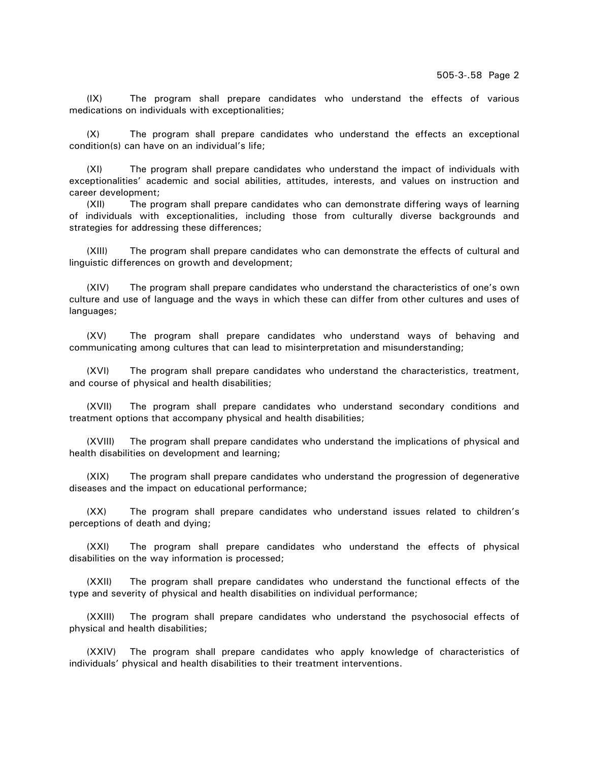(IX) The program shall prepare candidates who understand the effects of various medications on individuals with exceptionalities;

(X) The program shall prepare candidates who understand the effects an exceptional condition(s) can have on an individual's life;

(XI) The program shall prepare candidates who understand the impact of individuals with exceptionalities' academic and social abilities, attitudes, interests, and values on instruction and career development;

(XII) The program shall prepare candidates who can demonstrate differing ways of learning of individuals with exceptionalities, including those from culturally diverse backgrounds and strategies for addressing these differences;

(XIII) The program shall prepare candidates who can demonstrate the effects of cultural and linguistic differences on growth and development;

(XIV) The program shall prepare candidates who understand the characteristics of one's own culture and use of language and the ways in which these can differ from other cultures and uses of languages;

(XV) The program shall prepare candidates who understand ways of behaving and communicating among cultures that can lead to misinterpretation and misunderstanding;

(XVI) The program shall prepare candidates who understand the characteristics, treatment, and course of physical and health disabilities;

(XVII) The program shall prepare candidates who understand secondary conditions and treatment options that accompany physical and health disabilities;

(XVIII) The program shall prepare candidates who understand the implications of physical and health disabilities on development and learning;

(XIX) The program shall prepare candidates who understand the progression of degenerative diseases and the impact on educational performance;

(XX) The program shall prepare candidates who understand issues related to children's perceptions of death and dying;

(XXI) The program shall prepare candidates who understand the effects of physical disabilities on the way information is processed;

(XXII) The program shall prepare candidates who understand the functional effects of the type and severity of physical and health disabilities on individual performance;

(XXIII) The program shall prepare candidates who understand the psychosocial effects of physical and health disabilities;

(XXIV) The program shall prepare candidates who apply knowledge of characteristics of individuals' physical and health disabilities to their treatment interventions.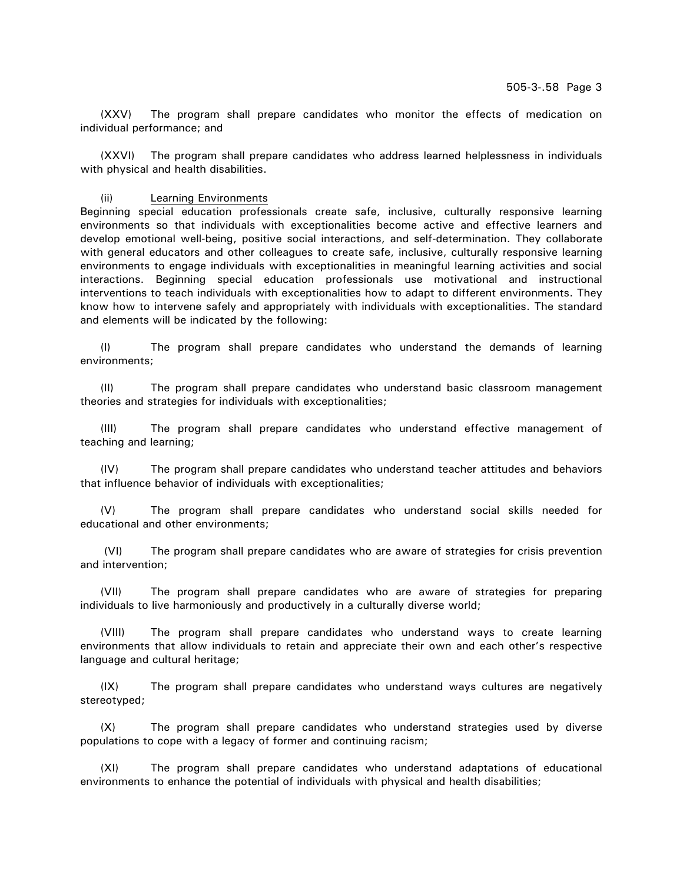(XXV) The program shall prepare candidates who monitor the effects of medication on individual performance; and

(XXVI) The program shall prepare candidates who address learned helplessness in individuals with physical and health disabilities.

(ii) Learning Environments

Beginning special education professionals create safe, inclusive, culturally responsive learning environments so that individuals with exceptionalities become active and effective learners and develop emotional well-being, positive social interactions, and self-determination. They collaborate with general educators and other colleagues to create safe, inclusive, culturally responsive learning environments to engage individuals with exceptionalities in meaningful learning activities and social interactions. Beginning special education professionals use motivational and instructional interventions to teach individuals with exceptionalities how to adapt to different environments. They know how to intervene safely and appropriately with individuals with exceptionalities. The standard and elements will be indicated by the following:

(I) The program shall prepare candidates who understand the demands of learning environments;

(II) The program shall prepare candidates who understand basic classroom management theories and strategies for individuals with exceptionalities;

(III) The program shall prepare candidates who understand effective management of teaching and learning;

(IV) The program shall prepare candidates who understand teacher attitudes and behaviors that influence behavior of individuals with exceptionalities;

(V) The program shall prepare candidates who understand social skills needed for educational and other environments;

(VI) The program shall prepare candidates who are aware of strategies for crisis prevention and intervention;

(VII) The program shall prepare candidates who are aware of strategies for preparing individuals to live harmoniously and productively in a culturally diverse world;

(VIII) The program shall prepare candidates who understand ways to create learning environments that allow individuals to retain and appreciate their own and each other's respective language and cultural heritage;

(IX) The program shall prepare candidates who understand ways cultures are negatively stereotyped;

(X) The program shall prepare candidates who understand strategies used by diverse populations to cope with a legacy of former and continuing racism;

(XI) The program shall prepare candidates who understand adaptations of educational environments to enhance the potential of individuals with physical and health disabilities;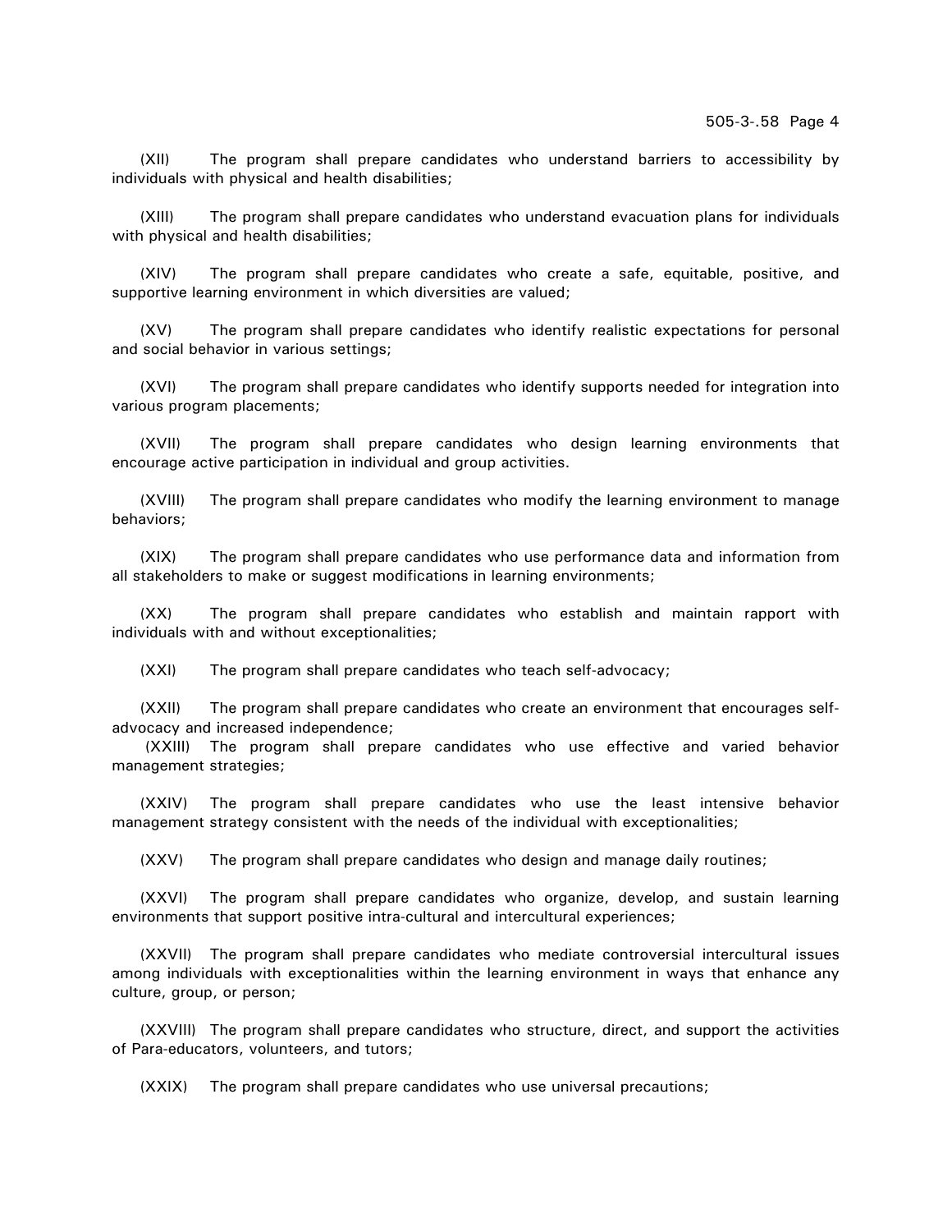(XII) The program shall prepare candidates who understand barriers to accessibility by individuals with physical and health disabilities;

(XIII) The program shall prepare candidates who understand evacuation plans for individuals with physical and health disabilities;

(XIV) The program shall prepare candidates who create a safe, equitable, positive, and supportive learning environment in which diversities are valued;

(XV) The program shall prepare candidates who identify realistic expectations for personal and social behavior in various settings;

(XVI) The program shall prepare candidates who identify supports needed for integration into various program placements;

(XVII) The program shall prepare candidates who design learning environments that encourage active participation in individual and group activities.

(XVIII) The program shall prepare candidates who modify the learning environment to manage behaviors;

(XIX) The program shall prepare candidates who use performance data and information from all stakeholders to make or suggest modifications in learning environments;

(XX) The program shall prepare candidates who establish and maintain rapport with individuals with and without exceptionalities;

(XXI) The program shall prepare candidates who teach self-advocacy;

(XXII) The program shall prepare candidates who create an environment that encourages self-advocacy and increased independence;

(XXIII) The program shall prepare candidates who use effective and varied behavior management strategies;

(XXIV) The program shall prepare candidates who use the least intensive behavior management strategy consistent with the needs of the individual with exceptionalities;

(XXV) The program shall prepare candidates who design and manage daily routines;

(XXVI) The program shall prepare candidates who organize, develop, and sustain learning environments that support positive intra-cultural and intercultural experiences;

(XXVII) The program shall prepare candidates who mediate controversial intercultural issues among individuals with exceptionalities within the learning environment in ways that enhance any culture, group, or person;

(XXVIII) The program shall prepare candidates who structure, direct, and support the activities of Para-educators, volunteers, and tutors;

(XXIX) The program shall prepare candidates who use universal precautions;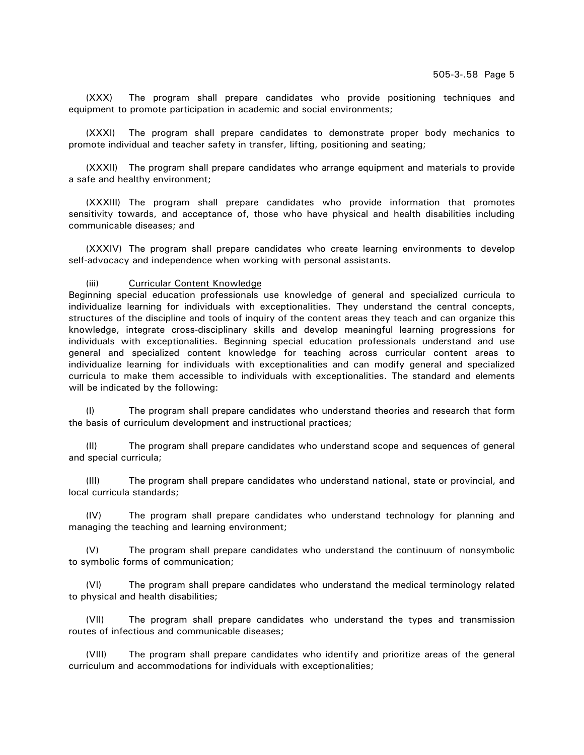(XXX) The program shall prepare candidates who provide positioning techniques and equipment to promote participation in academic and social environments;

(XXXI) The program shall prepare candidates to demonstrate proper body mechanics to promote individual and teacher safety in transfer, lifting, positioning and seating;

(XXXII) The program shall prepare candidates who arrange equipment and materials to provide a safe and healthy environment;

(XXXIII) The program shall prepare candidates who provide information that promotes sensitivity towards, and acceptance of, those who have physical and health disabilities including communicable diseases; and

(XXXIV) The program shall prepare candidates who create learning environments to develop self-advocacy and independence when working with personal assistants.

(iii) Curricular Content Knowledge

Beginning special education professionals use knowledge of general and specialized curricula to individualize learning for individuals with exceptionalities. They understand the central concepts, structures of the discipline and tools of inquiry of the content areas they teach and can organize this knowledge, integrate cross-disciplinary skills and develop meaningful learning progressions for individuals with exceptionalities. Beginning special education professionals understand and use general and specialized content knowledge for teaching across curricular content areas to individualize learning for individuals with exceptionalities and can modify general and specialized curricula to make them accessible to individuals with exceptionalities. The standard and elements will be indicated by the following:

(I) The program shall prepare candidates who understand theories and research that form the basis of curriculum development and instructional practices;

(II) The program shall prepare candidates who understand scope and sequences of general and special curricula;

(III) The program shall prepare candidates who understand national, state or provincial, and local curricula standards;

(IV) The program shall prepare candidates who understand technology for planning and managing the teaching and learning environment;

(V) The program shall prepare candidates who understand the continuum of nonsymbolic to symbolic forms of communication;

(VI) The program shall prepare candidates who understand the medical terminology related to physical and health disabilities;

(VII) The program shall prepare candidates who understand the types and transmission routes of infectious and communicable diseases;

(VIII) The program shall prepare candidates who identify and prioritize areas of the general curriculum and accommodations for individuals with exceptionalities;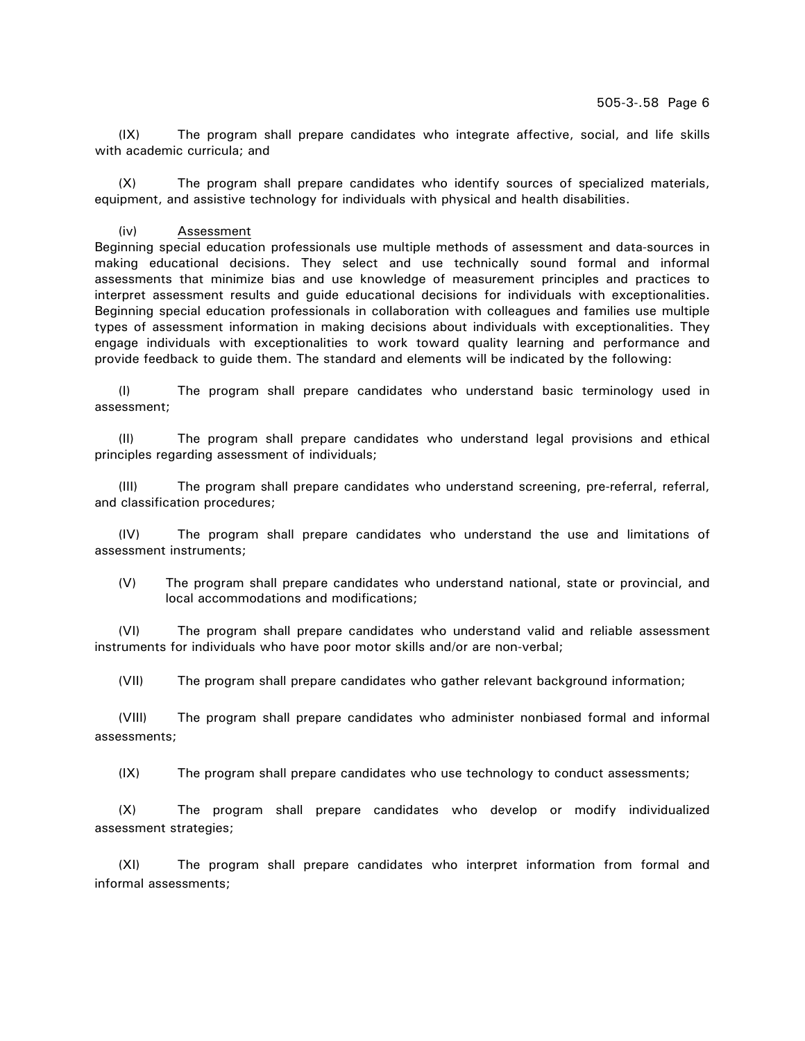(IX) The program shall prepare candidates who integrate affective, social, and life skills with academic curricula; and

(X) The program shall prepare candidates who identify sources of specialized materials, equipment, and assistive technology for individuals with physical and health disabilities.

(iv) Assessment

Beginning special education professionals use multiple methods of assessment and data-sources in making educational decisions. They select and use technically sound formal and informal assessments that minimize bias and use knowledge of measurement principles and practices to interpret assessment results and guide educational decisions for individuals with exceptionalities. Beginning special education professionals in collaboration with colleagues and families use multiple types of assessment information in making decisions about individuals with exceptionalities. They engage individuals with exceptionalities to work toward quality learning and performance and provide feedback to guide them. The standard and elements will be indicated by the following:

(I) The program shall prepare candidates who understand basic terminology used in assessment;

(II) The program shall prepare candidates who understand legal provisions and ethical principles regarding assessment of individuals;

(III) The program shall prepare candidates who understand screening, pre-referral, referral, and classification procedures;

(IV) The program shall prepare candidates who understand the use and limitations of assessment instruments;

(V) The program shall prepare candidates who understand national, state or provincial, and local accommodations and modifications;

(VI) The program shall prepare candidates who understand valid and reliable assessment instruments for individuals who have poor motor skills and/or are non-verbal;

(VII) The program shall prepare candidates who gather relevant background information;

(VIII) The program shall prepare candidates who administer nonbiased formal and informal assessments;

(IX) The program shall prepare candidates who use technology to conduct assessments;

(X) The program shall prepare candidates who develop or modify individualized assessment strategies;

(XI) The program shall prepare candidates who interpret information from formal and informal assessments;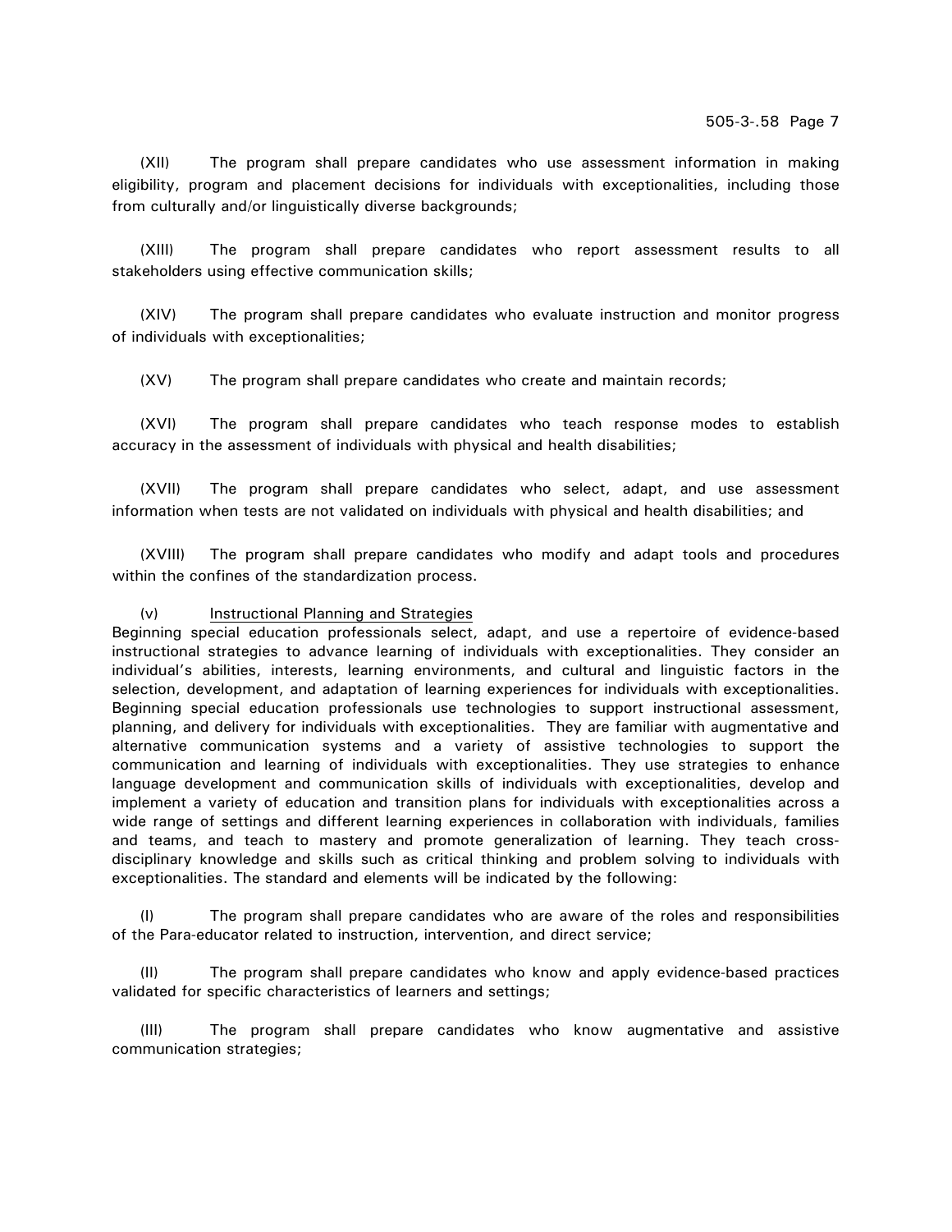(XII) The program shall prepare candidates who use assessment information in making eligibility, program and placement decisions for individuals with exceptionalities, including those from culturally and/or linguistically diverse backgrounds;

(XIII) The program shall prepare candidates who report assessment results to all stakeholders using effective communication skills;

(XIV) The program shall prepare candidates who evaluate instruction and monitor progress of individuals with exceptionalities;

(XV) The program shall prepare candidates who create and maintain records;

(XVI) The program shall prepare candidates who teach response modes to establish accuracy in the assessment of individuals with physical and health disabilities;

(XVII) The program shall prepare candidates who select, adapt, and use assessment information when tests are not validated on individuals with physical and health disabilities; and

(XVIII) The program shall prepare candidates who modify and adapt tools and procedures within the confines of the standardization process.

(v) Instructional Planning and Strategies

Beginning special education professionals select, adapt, and use a repertoire of evidence-based instructional strategies to advance learning of individuals with exceptionalities. They consider an individual's abilities, interests, learning environments, and cultural and linguistic factors in the selection, development, and adaptation of learning experiences for individuals with exceptionalities. Beginning special education professionals use technologies to support instructional assessment, planning, and delivery for individuals with exceptionalities. They are familiar with augmentative and alternative communication systems and a variety of assistive technologies to support the communication and learning of individuals with exceptionalities. They use strategies to enhance language development and communication skills of individuals with exceptionalities, develop and implement a variety of education and transition plans for individuals with exceptionalities across a wide range of settings and different learning experiences in collaboration with individuals, families and teams, and teach to mastery and promote generalization of learning. They teach cross-disciplinary knowledge and skills such as critical thinking and problem solving to individuals with exceptionalities. The standard and elements will be indicated by the following:

(I) The program shall prepare candidates who are aware of the roles and responsibilities of the Para-educator related to instruction, intervention, and direct service;

(II) The program shall prepare candidates who know and apply evidence-based practices validated for specific characteristics of learners and settings;

(III) The program shall prepare candidates who know augmentative and assistive communication strategies;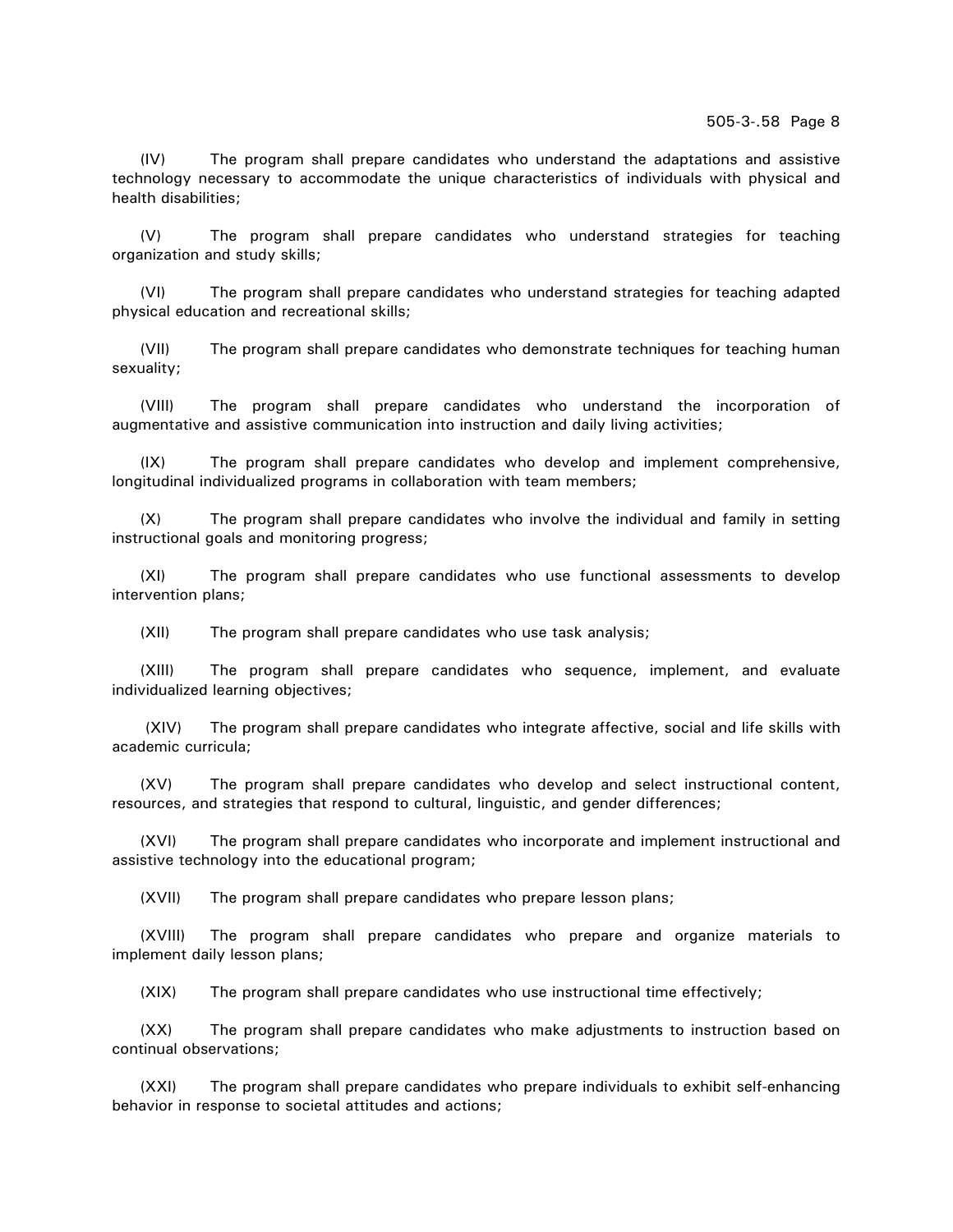(IV) The program shall prepare candidates who understand the adaptations and assistive technology necessary to accommodate the unique characteristics of individuals with physical and health disabilities;

(V) The program shall prepare candidates who understand strategies for teaching organization and study skills;

(VI) The program shall prepare candidates who understand strategies for teaching adapted physical education and recreational skills;

(VII) The program shall prepare candidates who demonstrate techniques for teaching human sexuality;

(VIII) The program shall prepare candidates who understand the incorporation of augmentative and assistive communication into instruction and daily living activities;

(IX) The program shall prepare candidates who develop and implement comprehensive, longitudinal individualized programs in collaboration with team members;

(X) The program shall prepare candidates who involve the individual and family in setting instructional goals and monitoring progress;

(XI) The program shall prepare candidates who use functional assessments to develop intervention plans;

(XII) The program shall prepare candidates who use task analysis;

(XIII) The program shall prepare candidates who sequence, implement, and evaluate individualized learning objectives;

(XIV) The program shall prepare candidates who integrate affective, social and life skills with academic curricula;

(XV) The program shall prepare candidates who develop and select instructional content, resources, and strategies that respond to cultural, linguistic, and gender differences;

(XVI) The program shall prepare candidates who incorporate and implement instructional and assistive technology into the educational program;

(XVII) The program shall prepare candidates who prepare lesson plans;

(XVIII) The program shall prepare candidates who prepare and organize materials to implement daily lesson plans;

(XIX) The program shall prepare candidates who use instructional time effectively;

(XX) The program shall prepare candidates who make adjustments to instruction based on continual observations;

(XXI) The program shall prepare candidates who prepare individuals to exhibit self-enhancing behavior in response to societal attitudes and actions;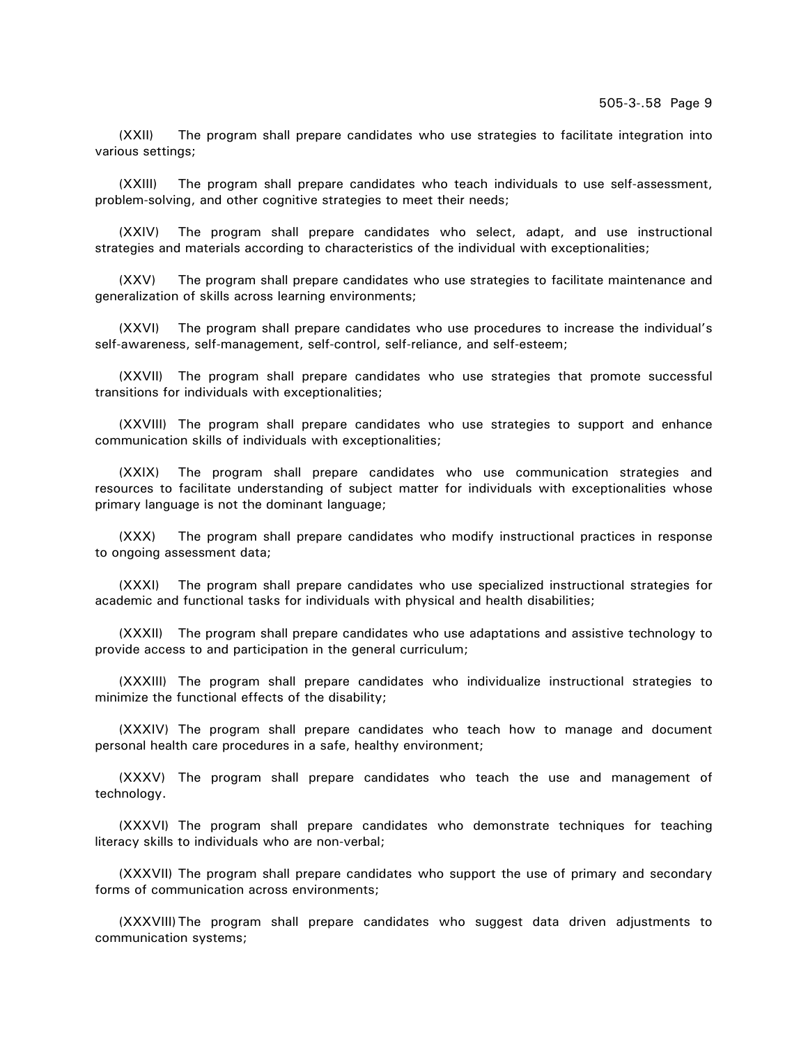(XXII) The program shall prepare candidates who use strategies to facilitate integration into various settings;

(XXIII) The program shall prepare candidates who teach individuals to use self-assessment, problem-solving, and other cognitive strategies to meet their needs;

(XXIV) The program shall prepare candidates who select, adapt, and use instructional strategies and materials according to characteristics of the individual with exceptionalities;

(XXV) The program shall prepare candidates who use strategies to facilitate maintenance and generalization of skills across learning environments;

(XXVI) The program shall prepare candidates who use procedures to increase the individual's self-awareness, self-management, self-control, self-reliance, and self-esteem;

(XXVII) The program shall prepare candidates who use strategies that promote successful transitions for individuals with exceptionalities;

(XXVIII) The program shall prepare candidates who use strategies to support and enhance communication skills of individuals with exceptionalities;

(XXIX) The program shall prepare candidates who use communication strategies and resources to facilitate understanding of subject matter for individuals with exceptionalities whose primary language is not the dominant language;

(XXX) The program shall prepare candidates who modify instructional practices in response to ongoing assessment data;

(XXXI) The program shall prepare candidates who use specialized instructional strategies for academic and functional tasks for individuals with physical and health disabilities;

(XXXII) The program shall prepare candidates who use adaptations and assistive technology to provide access to and participation in the general curriculum;

(XXXIII) The program shall prepare candidates who individualize instructional strategies to minimize the functional effects of the disability;

(XXXIV) The program shall prepare candidates who teach how to manage and document personal health care procedures in a safe, healthy environment;

(XXXV) The program shall prepare candidates who teach the use and management of technology.

(XXXVI) The program shall prepare candidates who demonstrate techniques for teaching literacy skills to individuals who are non-verbal;

(XXXVII) The program shall prepare candidates who support the use of primary and secondary forms of communication across environments;

(XXXVIII) The program shall prepare candidates who suggest data driven adjustments to communication systems;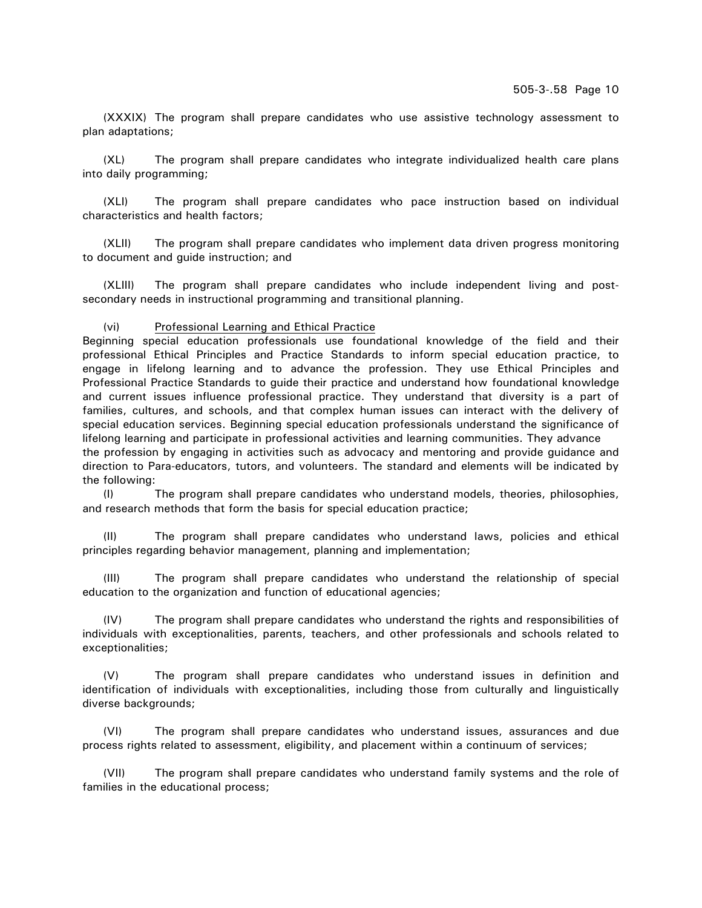(XXXIX) The program shall prepare candidates who use assistive technology assessment to plan adaptations;

(XL) The program shall prepare candidates who integrate individualized health care plans into daily programming;

(XLI) The program shall prepare candidates who pace instruction based on individual characteristics and health factors;

(XLII) The program shall prepare candidates who implement data driven progress monitoring to document and guide instruction; and

(XLIII) The program shall prepare candidates who include independent living and post-secondary needs in instructional programming and transitional planning.

(vi) <u>Professional Learning and Ethical Practice</u>

Beginning special education professionals use foundational knowledge of the field and their professional Ethical Principles and Practice Standards to inform special education practice, to engage in lifelong learning and to advance the profession. They use Ethical Principles and Professional Practice Standards to guide their practice and understand how foundational knowledge and current issues influence professional practice. They understand that diversity is a part of families, cultures, and schools, and that complex human issues can interact with the delivery of special education services. Beginning special education professionals understand the significance of lifelong learning and participate in professional activities and learning communities. They advance the profession by engaging in activities such as advocacy and mentoring and provide guidance and direction to Para-educators, tutors, and volunteers. The standard and elements will be indicated by the following:

(I) The program shall prepare candidates who understand models, theories, philosophies, and research methods that form the basis for special education practice;

(II) The program shall prepare candidates who understand laws, policies and ethical principles regarding behavior management, planning and implementation;

(III) The program shall prepare candidates who understand the relationship of special education to the organization and function of educational agencies;

(IV) The program shall prepare candidates who understand the rights and responsibilities of individuals with exceptionalities, parents, teachers, and other professionals and schools related to exceptionalities;

(V) The program shall prepare candidates who understand issues in definition and identification of individuals with exceptionalities, including those from culturally and linguistically diverse backgrounds;

(VI) The program shall prepare candidates who understand issues, assurances and due process rights related to assessment, eligibility, and placement within a continuum of services;

(VII) The program shall prepare candidates who understand family systems and the role of families in the educational process;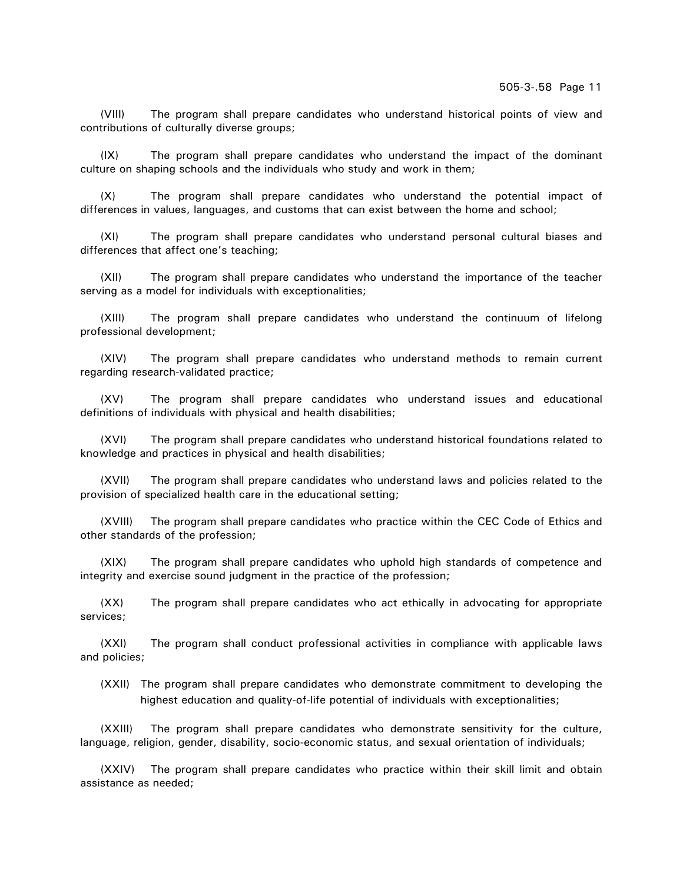(VIII) The program shall prepare candidates who understand historical points of view and contributions of culturally diverse groups;

(IX) The program shall prepare candidates who understand the impact of the dominant culture on shaping schools and the individuals who study and work in them;

(X) The program shall prepare candidates who understand the potential impact of differences in values, languages, and customs that can exist between the home and school;

(XI) The program shall prepare candidates who understand personal cultural biases and differences that affect one's teaching;

(XII) The program shall prepare candidates who understand the importance of the teacher serving as a model for individuals with exceptionalities;

(XIII) The program shall prepare candidates who understand the continuum of lifelong professional development;

(XIV) The program shall prepare candidates who understand methods to remain current regarding research-validated practice;

(XV) The program shall prepare candidates who understand issues and educational definitions of individuals with physical and health disabilities;

(XVI) The program shall prepare candidates who understand historical foundations related to knowledge and practices in physical and health disabilities;

(XVII) The program shall prepare candidates who understand laws and policies related to the provision of specialized health care in the educational setting;

(XVIII) The program shall prepare candidates who practice within the CEC Code of Ethics and other standards of the profession;

(XIX) The program shall prepare candidates who uphold high standards of competence and integrity and exercise sound judgment in the practice of the profession;

(XX) The program shall prepare candidates who act ethically in advocating for appropriate services;

(XXI) The program shall conduct professional activities in compliance with applicable laws and policies;

(XXII) The program shall prepare candidates who demonstrate commitment to developing the highest education and quality-of-life potential of individuals with exceptionalities;

(XXIII) The program shall prepare candidates who demonstrate sensitivity for the culture, language, religion, gender, disability, socio-economic status, and sexual orientation of individuals;

(XXIV) The program shall prepare candidates who practice within their skill limit and obtain assistance as needed;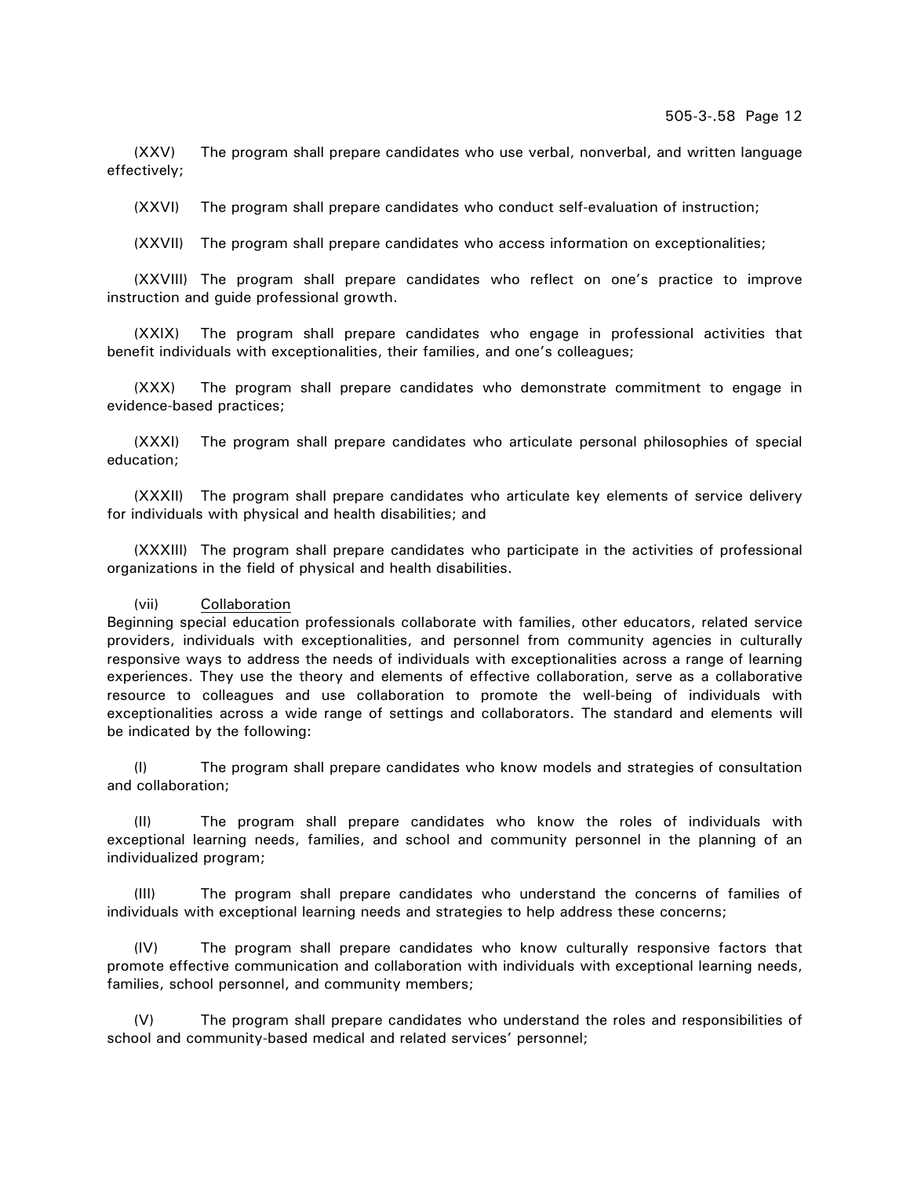(XXV) The program shall prepare candidates who use verbal, nonverbal, and written language effectively;

(XXVI) The program shall prepare candidates who conduct self-evaluation of instruction;

(XXVII) The program shall prepare candidates who access information on exceptionalities;

(XXVIII) The program shall prepare candidates who reflect on one's practice to improve instruction and guide professional growth.

(XXIX) The program shall prepare candidates who engage in professional activities that benefit individuals with exceptionalities, their families, and one's colleagues;

(XXX) The program shall prepare candidates who demonstrate commitment to engage in evidence-based practices;

(XXXI) The program shall prepare candidates who articulate personal philosophies of special education;

(XXXII) The program shall prepare candidates who articulate key elements of service delivery for individuals with physical and health disabilities; and

(XXXIII) The program shall prepare candidates who participate in the activities of professional organizations in the field of physical and health disabilities.

(vii) Collaboration

Beginning special education professionals collaborate with families, other educators, related service providers, individuals with exceptionalities, and personnel from community agencies in culturally responsive ways to address the needs of individuals with exceptionalities across a range of learning experiences. They use the theory and elements of effective collaboration, serve as a collaborative resource to colleagues and use collaboration to promote the well-being of individuals with exceptionalities across a wide range of settings and collaborators. The standard and elements will be indicated by the following:

(I) The program shall prepare candidates who know models and strategies of consultation and collaboration;

(II) The program shall prepare candidates who know the roles of individuals with exceptional learning needs, families, and school and community personnel in the planning of an individualized program;

(III) The program shall prepare candidates who understand the concerns of families of individuals with exceptional learning needs and strategies to help address these concerns;

(IV) The program shall prepare candidates who know culturally responsive factors that promote effective communication and collaboration with individuals with exceptional learning needs, families, school personnel, and community members;

(V) The program shall prepare candidates who understand the roles and responsibilities of school and community-based medical and related services' personnel;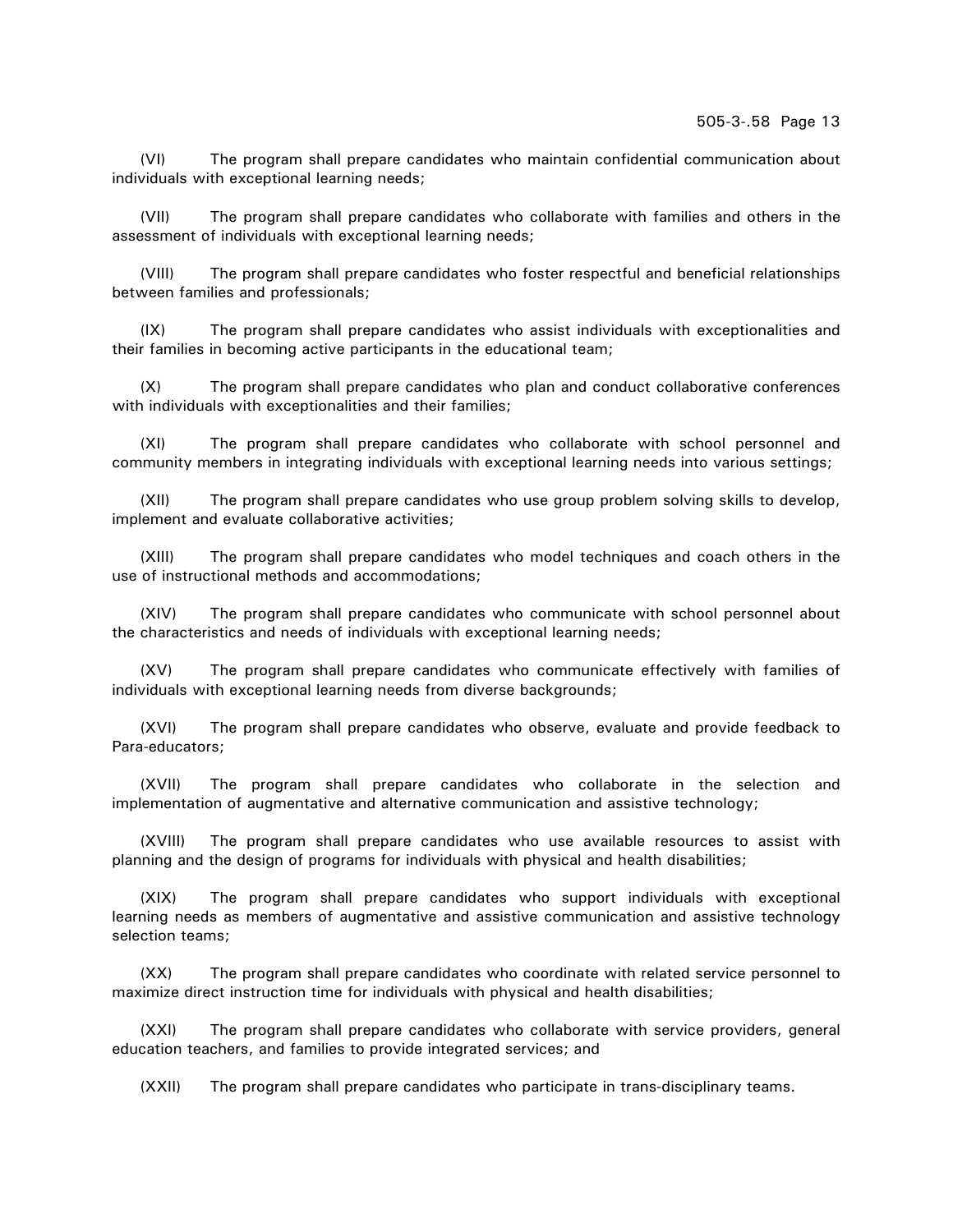(VI) The program shall prepare candidates who maintain confidential communication about individuals with exceptional learning needs;

(VII) The program shall prepare candidates who collaborate with families and others in the assessment of individuals with exceptional learning needs;

(VIII) The program shall prepare candidates who foster respectful and beneficial relationships between families and professionals;

(IX) The program shall prepare candidates who assist individuals with exceptionalities and their families in becoming active participants in the educational team;

(X) The program shall prepare candidates who plan and conduct collaborative conferences with individuals with exceptionalities and their families;

(XI) The program shall prepare candidates who collaborate with school personnel and community members in integrating individuals with exceptional learning needs into various settings;

(XII) The program shall prepare candidates who use group problem solving skills to develop, implement and evaluate collaborative activities;

(XIII) The program shall prepare candidates who model techniques and coach others in the use of instructional methods and accommodations;

(XIV) The program shall prepare candidates who communicate with school personnel about the characteristics and needs of individuals with exceptional learning needs;

(XV) The program shall prepare candidates who communicate effectively with families of individuals with exceptional learning needs from diverse backgrounds;

(XVI) The program shall prepare candidates who observe, evaluate and provide feedback to Para-educators;

(XVII) The program shall prepare candidates who collaborate in the selection and implementation of augmentative and alternative communication and assistive technology;

(XVIII) The program shall prepare candidates who use available resources to assist with planning and the design of programs for individuals with physical and health disabilities;

(XIX) The program shall prepare candidates who support individuals with exceptional learning needs as members of augmentative and assistive communication and assistive technology selection teams;

(XX) The program shall prepare candidates who coordinate with related service personnel to maximize direct instruction time for individuals with physical and health disabilities;

(XXI) The program shall prepare candidates who collaborate with service providers, general education teachers, and families to provide integrated services; and

(XXII) The program shall prepare candidates who participate in trans-disciplinary teams.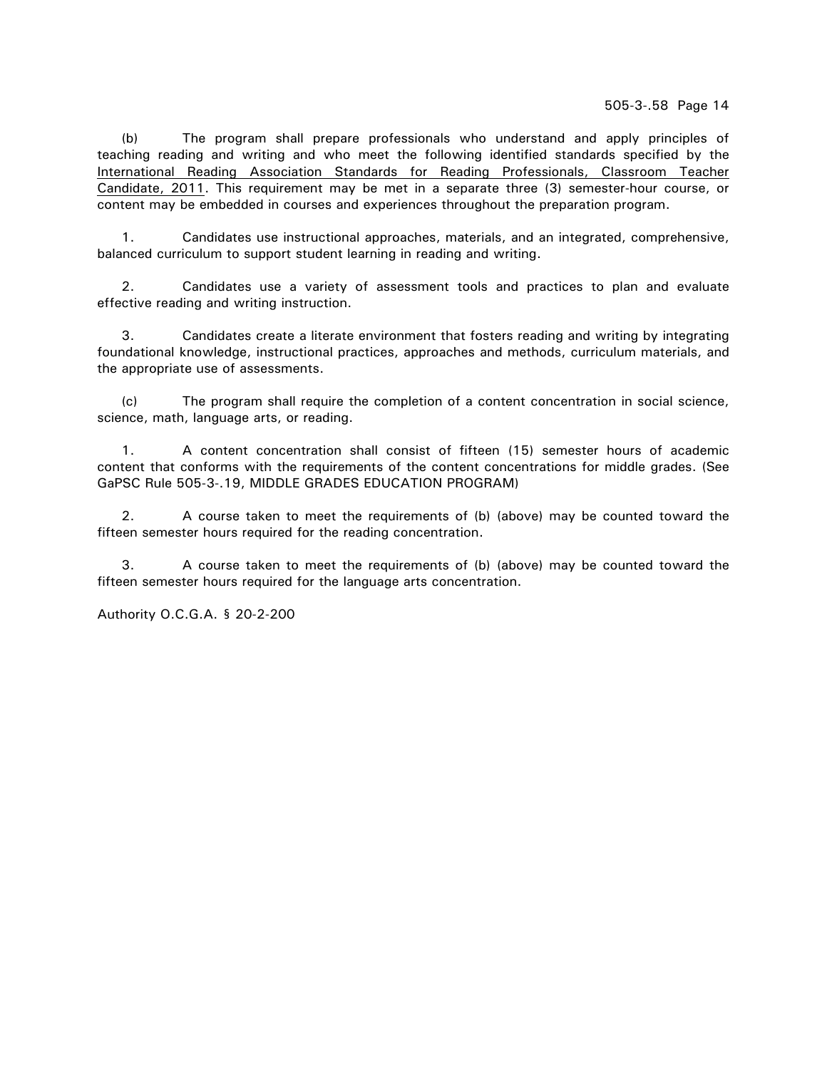(b) The program shall prepare professionals who understand and apply principles of teaching reading and writing and who meet the following identified standards specified by the International Reading Association Standards for Reading Professionals, Classroom Teacher Candidate, 2011. This requirement may be met in a separate three (3) semester-hour course, or content may be embedded in courses and experiences throughout the preparation program.

1. Candidates use instructional approaches, materials, and an integrated, comprehensive, balanced curriculum to support student learning in reading and writing.

2. Candidates use a variety of assessment tools and practices to plan and evaluate effective reading and writing instruction.

3. Candidates create a literate environment that fosters reading and writing by integrating foundational knowledge, instructional practices, approaches and methods, curriculum materials, and the appropriate use of assessments.

(c) The program shall require the completion of a content concentration in social science, science, math, language arts, or reading.

1. A content concentration shall consist of fifteen (15) semester hours of academic content that conforms with the requirements of the content concentrations for middle grades. (See GaPSC Rule 505-3-.19, MIDDLE GRADES EDUCATION PROGRAM)

2. A course taken to meet the requirements of (b) (above) may be counted toward the fifteen semester hours required for the reading concentration.

3. A course taken to meet the requirements of (b) (above) may be counted toward the fifteen semester hours required for the language arts concentration.

Authority O.C.G.A. § 20-2-200